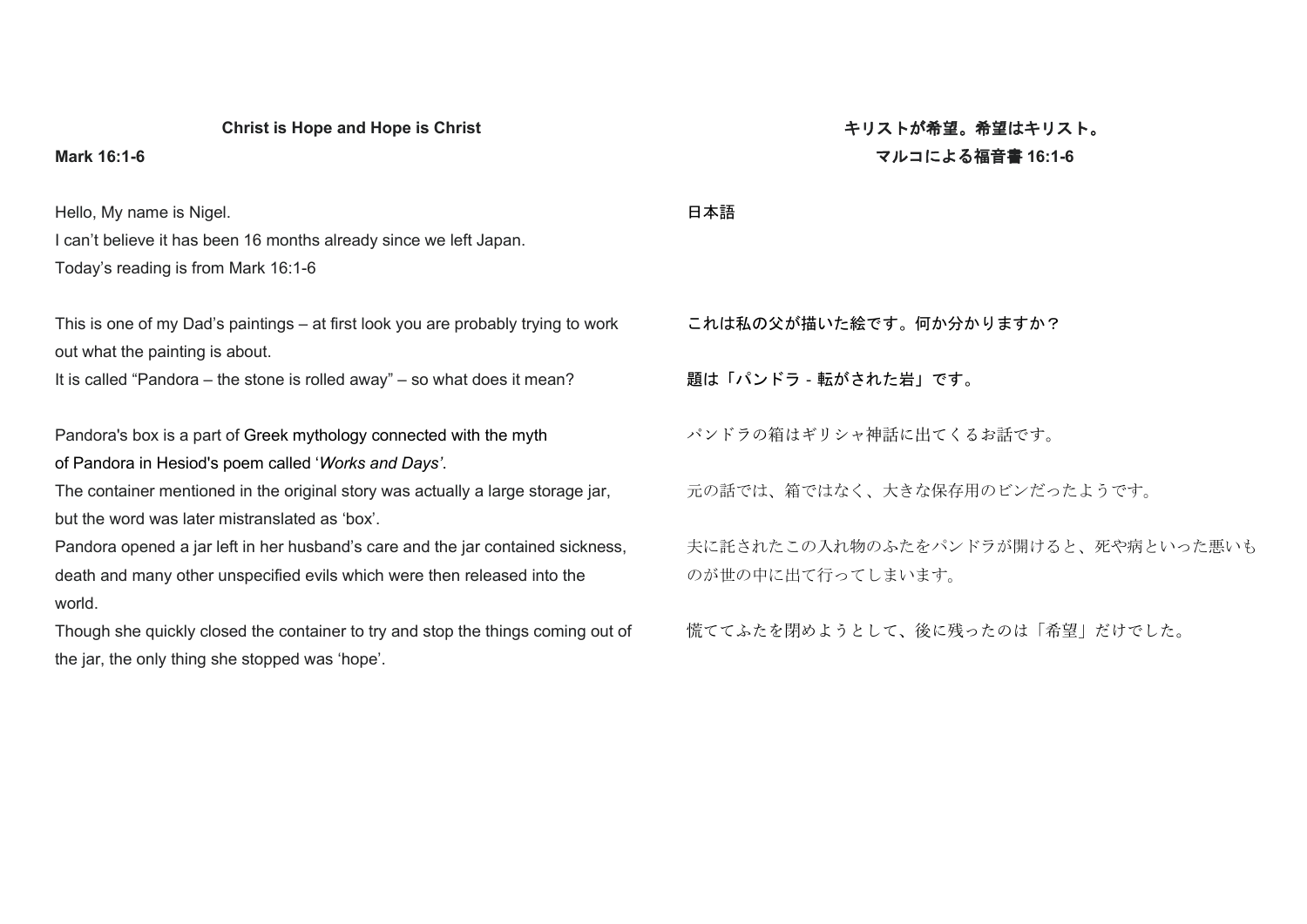**Christ is Hope and Hope is Christ**

**Mark 16:1-6**

Hello, My name is Nigel.
I can't believe it has been 16 months already since we left Japan.
Today's reading is from Mark 16:1-6

This is one of my Dad's paintings – at first look you are probably trying to work out what the painting is about.
It is called "Pandora – the stone is rolled away" – so what does it mean?

Pandora's box is a part of Greek mythology connected with the myth of Pandora in Hesiod's poem called '*Works and Days'*.
The container mentioned in the original story was actually a large storage jar, but the word was later mistranslated as 'box'.
Pandora opened a jar left in her husband's care and the jar contained sickness, death and many other unspecified evils which were then released into the world.
Though she quickly closed the container to try and stop the things coming out of the jar, the only thing she stopped was 'hope'.

**キリストが希望。希望はキリスト。**

**マルコによる福音書 16:1-6**

日本語

これは私の父が描いた絵です。何か分かりますか？

題は「パンドラ - 転がされた岩」です。

パンドラの箱はギリシャ神話に出てくるお話です。

元の話では、箱ではなく、大きな保存用のビンだったようです。

夫に託されたこの入れ物のふたをパンドラが開けると、死や病といった悪いものが世の中に出て行ってしまいます。

慌ててふたを閉めようとして、後に残ったのは「希望」だけでした。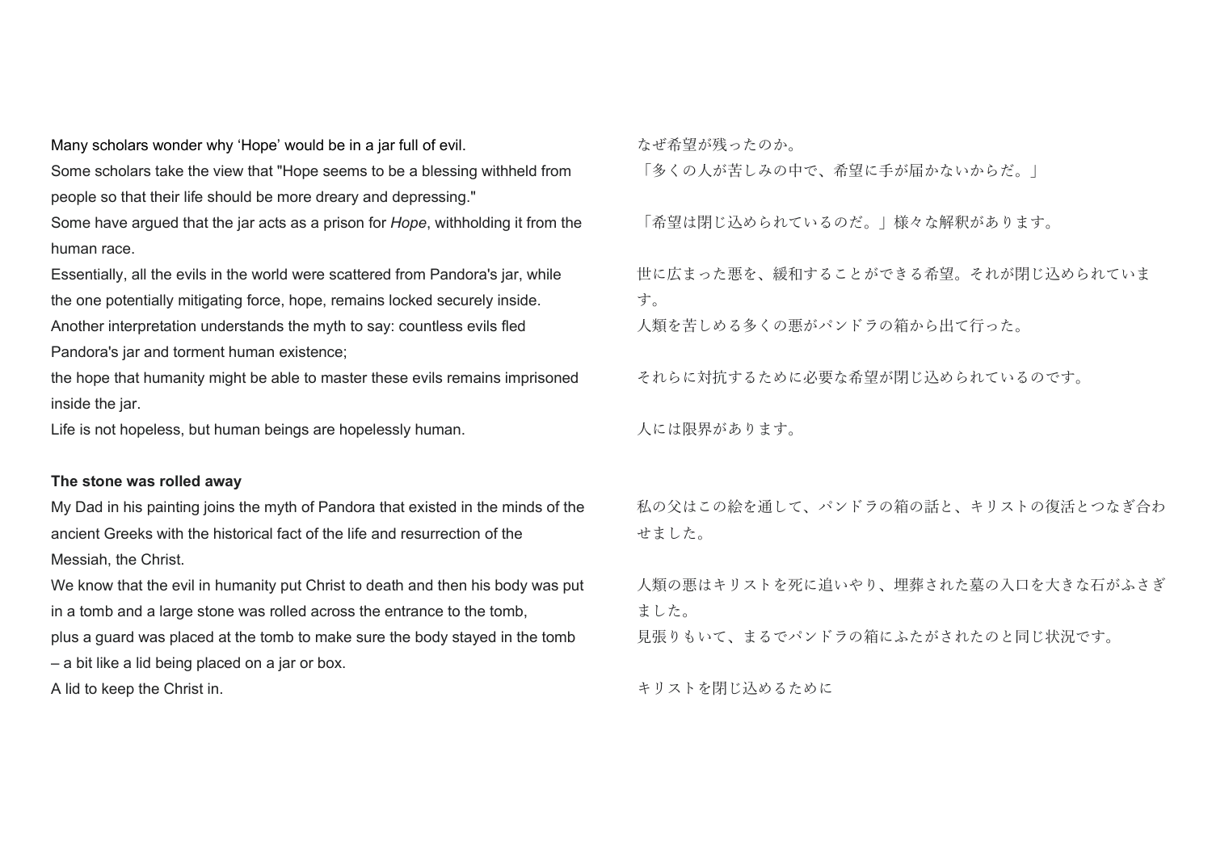Many scholars wonder why 'Hope' would be in a jar full of evil.
Some scholars take the view that "Hope seems to be a blessing withheld from people so that their life should be more dreary and depressing."
Some have argued that the jar acts as a prison for *Hope*, withholding it from the human race.
Essentially, all the evils in the world were scattered from Pandora's jar, while the one potentially mitigating force, hope, remains locked securely inside.
Another interpretation understands the myth to say: countless evils fled Pandora's jar and torment human existence;
the hope that humanity might be able to master these evils remains imprisoned inside the jar.
Life is not hopeless, but human beings are hopelessly human.

なぜ希望が残ったのか。
「多くの人が苦しみの中で、希望に手が届かないからだ。」

「希望は閉じ込められているのだ。」様々な解釈があります。

世に広まった悪を、緩和することができる希望。それが閉じ込められています。
人類を苦しめる多くの悪がパンドラの箱から出て行った。

それらに対抗するために必要な希望が閉じ込められているのです。

人には限界があります。

**The stone was rolled away**

My Dad in his painting joins the myth of Pandora that existed in the minds of the ancient Greeks with the historical fact of the life and resurrection of the Messiah, the Christ.
We know that the evil in humanity put Christ to death and then his body was put in a tomb and a large stone was rolled across the entrance to the tomb,
plus a guard was placed at the tomb to make sure the body stayed in the tomb – a bit like a lid being placed on a jar or box.
A lid to keep the Christ in.

私の父はこの絵を通して、パンドラの箱の話と、キリストの復活とつなぎ合わせました。

人類の悪はキリストを死に追いやり、埋葬された墓の入口を大きな石がふさぎました。
見張りもいて、まるでパンドラの箱にふたがされたのと同じ状況です。

キリストを閉じ込めるために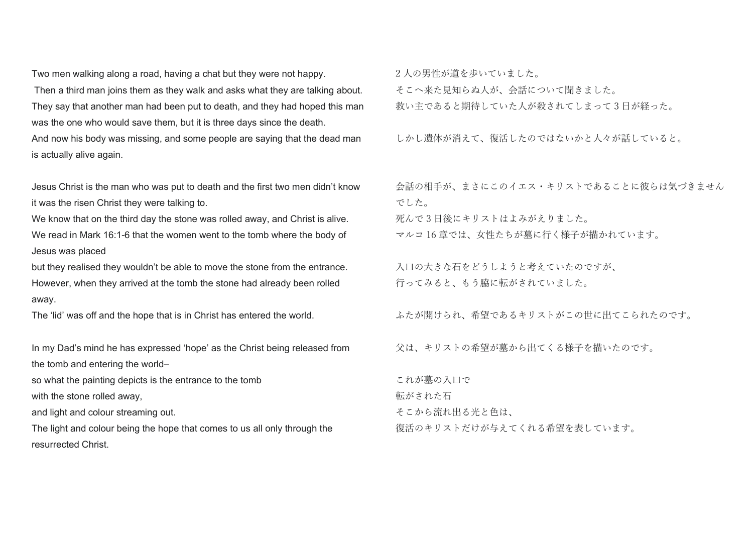Two men walking along a road, having a chat but they were not happy.
Then a third man joins them as they walk and asks what they are talking about.
They say that another man had been put to death, and they had hoped this man was the one who would save them, but it is three days since the death.
And now his body was missing, and some people are saying that the dead man is actually alive again.

Jesus Christ is the man who was put to death and the first two men didn't know it was the risen Christ they were talking to.
We know that on the third day the stone was rolled away, and Christ is alive.
We read in Mark 16:1-6 that the women went to the tomb where the body of Jesus was placed
but they realised they wouldn't be able to move the stone from the entrance.
However, when they arrived at the tomb the stone had already been rolled away.
The 'lid' was off and the hope that is in Christ has entered the world.

In my Dad's mind he has expressed 'hope' as the Christ being released from the tomb and entering the world–
so what the painting depicts is the entrance to the tomb
with the stone rolled away,
and light and colour streaming out.
The light and colour being the hope that comes to us all only through the resurrected Christ.

2 人の男性が道を歩いていました。
そこへ来た見知らぬ人が、会話について聞きました。
救い主であると期待していた人が殺されてしまって 3 日が経った。

しかし遺体が消えて、復活したのではないかと人々が話していると。

会話の相手が、まさにこのイエス・キリストであることに彼らは気づきませんでした。
死んで 3 日後にキリストはよみがえりました。
マルコ 16 章では、女性たちが墓に行く様子が描かれています。

入口の大きな石をどうしようと考えていたのですが、
行ってみると、もう脇に転がされていました。

ふたが開けられ、希望であるキリストがこの世に出てこられたのです。

父は、キリストの希望が墓から出てくる様子を描いたのです。

これが墓の入口で
転がされた石
そこから流れ出る光と色は、
復活のキリストだけが与えてくれる希望を表しています。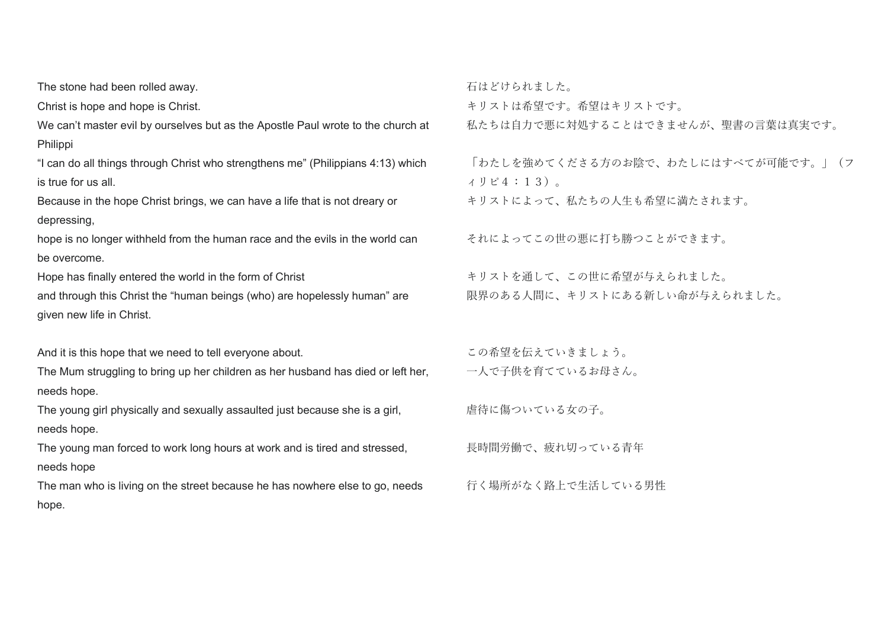The stone had been rolled away.

Christ is hope and hope is Christ.

We can't master evil by ourselves but as the Apostle Paul wrote to the church at Philippi

"I can do all things through Christ who strengthens me" (Philippians 4:13) which is true for us all.

Because in the hope Christ brings, we can have a life that is not dreary or depressing,

hope is no longer withheld from the human race and the evils in the world can be overcome.

Hope has finally entered the world in the form of Christ

and through this Christ the "human beings (who) are hopelessly human" are given new life in Christ.

And it is this hope that we need to tell everyone about.

The Mum struggling to bring up her children as her husband has died or left her, needs hope.

The young girl physically and sexually assaulted just because she is a girl, needs hope.

The young man forced to work long hours at work and is tired and stressed, needs hope

The man who is living on the street because he has nowhere else to go, needs hope.

石はどけられました。

キリストは希望です。希望はキリストです。

私たちは自力で悪に対処することはできませんが、聖書の言葉は真実です。

「わたしを強めてくださる方のお陰で、わたしにはすべてが可能です。」（フィリピ４：１３）。

キリストによって、私たちの人生も希望に満たされます。

それによってこの世の悪に打ち勝つことができます。

キリストを通して、この世に希望が与えられました。

限界のある人間に、キリストにある新しい命が与えられました。

この希望を伝えていきましょう。

一人で子供を育てているお母さん。

虐待に傷ついている女の子。

長時間労働で、疲れ切っている青年

行く場所がなく路上で生活している男性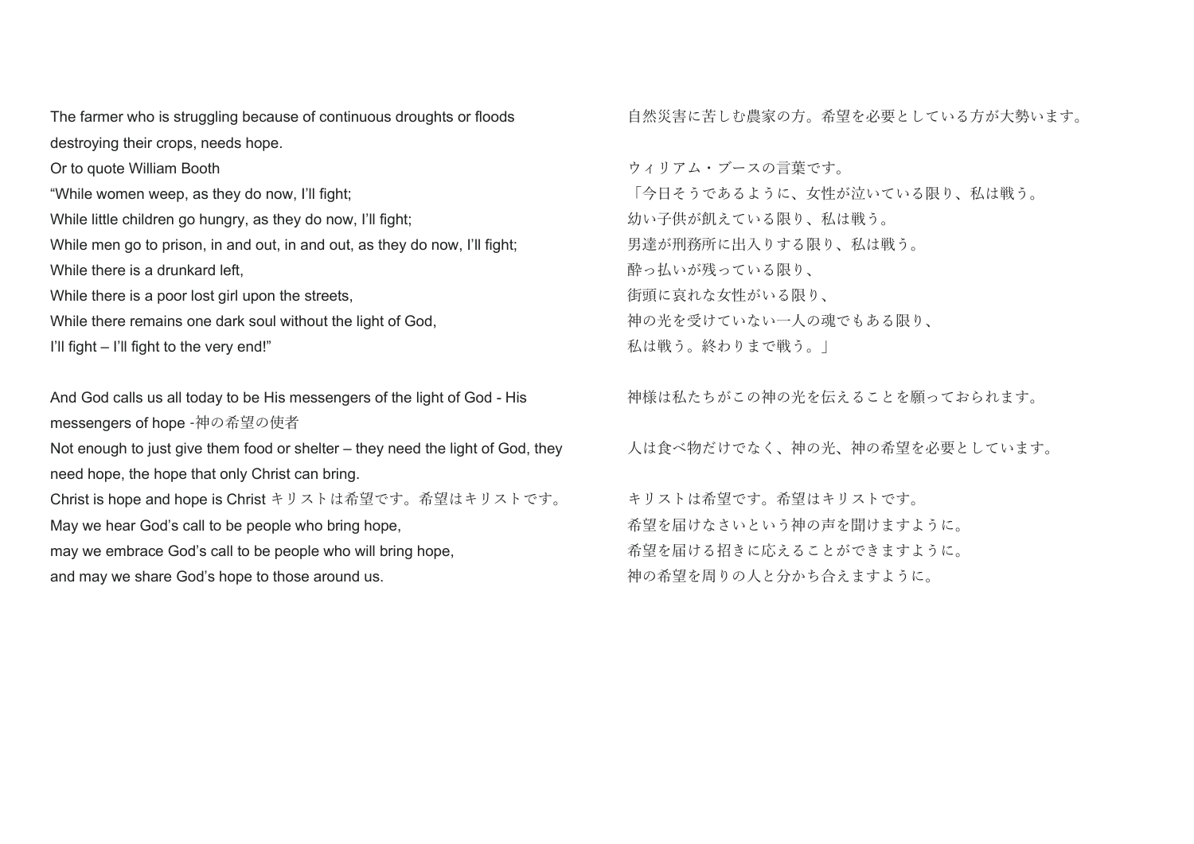The farmer who is struggling because of continuous droughts or floods destroying their crops, needs hope.

Or to quote William Booth

"While women weep, as they do now, I'll fight;  
While little children go hungry, as they do now, I'll fight;  
While men go to prison, in and out, in and out, as they do now, I'll fight;  
While there is a drunkard left,  
While there is a poor lost girl upon the streets,  
While there remains one dark soul without the light of God,  
I'll fight – I'll fight to the very end!"

And God calls us all today to be His messengers of the light of God - His messengers of hope -神の希望の使者

Not enough to just give them food or shelter – they need the light of God, they need hope, the hope that only Christ can bring.

Christ is hope and hope is Christ キリストは希望です。希望はキリストです。

May we hear God's call to be people who bring hope,  
may we embrace God's call to be people who will bring hope,  
and may we share God's hope to those around us.

自然災害に苦しむ農家の方。希望を必要としている方が大勢います。

ウィリアム・ブースの言葉です。

「今日そうであるように、女性が泣いている限り、私は戦う。  
幼い子供が飢えている限り、私は戦う。  
男達が刑務所に出入りする限り、私は戦う。  
酔っ払いが残っている限り、  
街頭に哀れな女性がいる限り、  
神の光を受けていない一人の魂でもある限り、  
私は戦う。終わりまで戦う。」

神様は私たちがこの神の光を伝えることを願っておられます。

人は食べ物だけでなく、神の光、神の希望を必要としています。

キリストは希望です。希望はキリストです。  
希望を届けなさいという神の声を聞けますように。  
希望を届ける招きに応えることができますように。  
神の希望を周りの人と分かち合えますように。